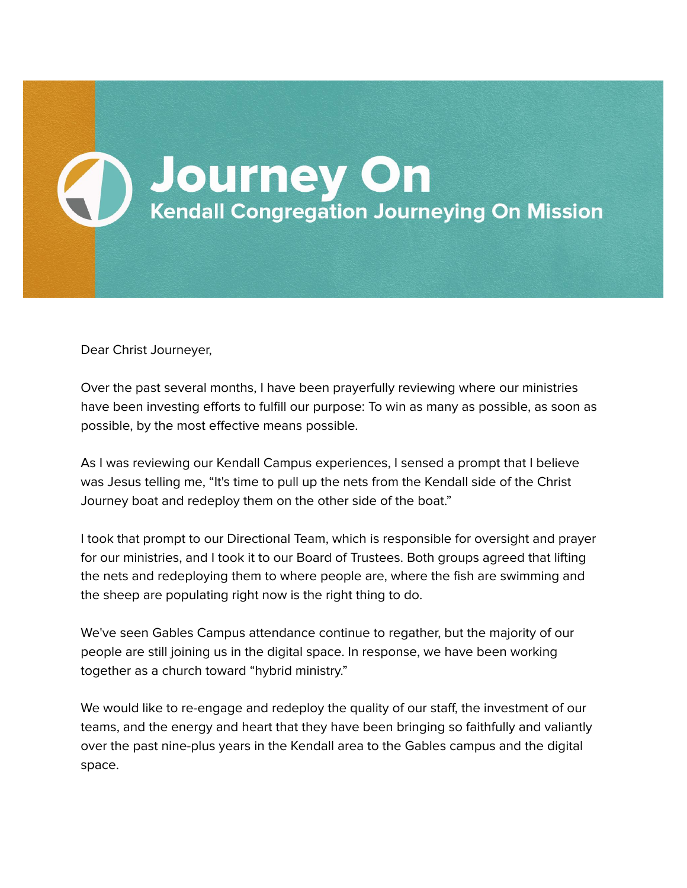# Journey On

## Kendall Congregation Journeying On Mission

Dear Christ Journeyer,

Over the past several months, I have been prayerfully reviewing where our ministries have been investing efforts to fulfill our purpose: To win as many as possible, as soon as possible, by the most effective means possible.

As I was reviewing our Kendall Campus experiences, I sensed a prompt that I believe was Jesus telling me, "It's time to pull up the nets from the Kendall side of the Christ Journey boat and redeploy them on the other side of the boat."

I took that prompt to our Directional Team, which is responsible for oversight and prayer for our ministries, and I took it to our Board of Trustees. Both groups agreed that lifting the nets and redeploying them to where people are, where the fish are swimming and the sheep are populating right now is the right thing to do.

We've seen Gables Campus attendance continue to regather, but the majority of our people are still joining us in the digital space. In response, we have been working together as a church toward "hybrid ministry."

We would like to re-engage and redeploy the quality of our staff, the investment of our teams, and the energy and heart that they have been bringing so faithfully and valiantly over the past nine-plus years in the Kendall area to the Gables campus and the digital space.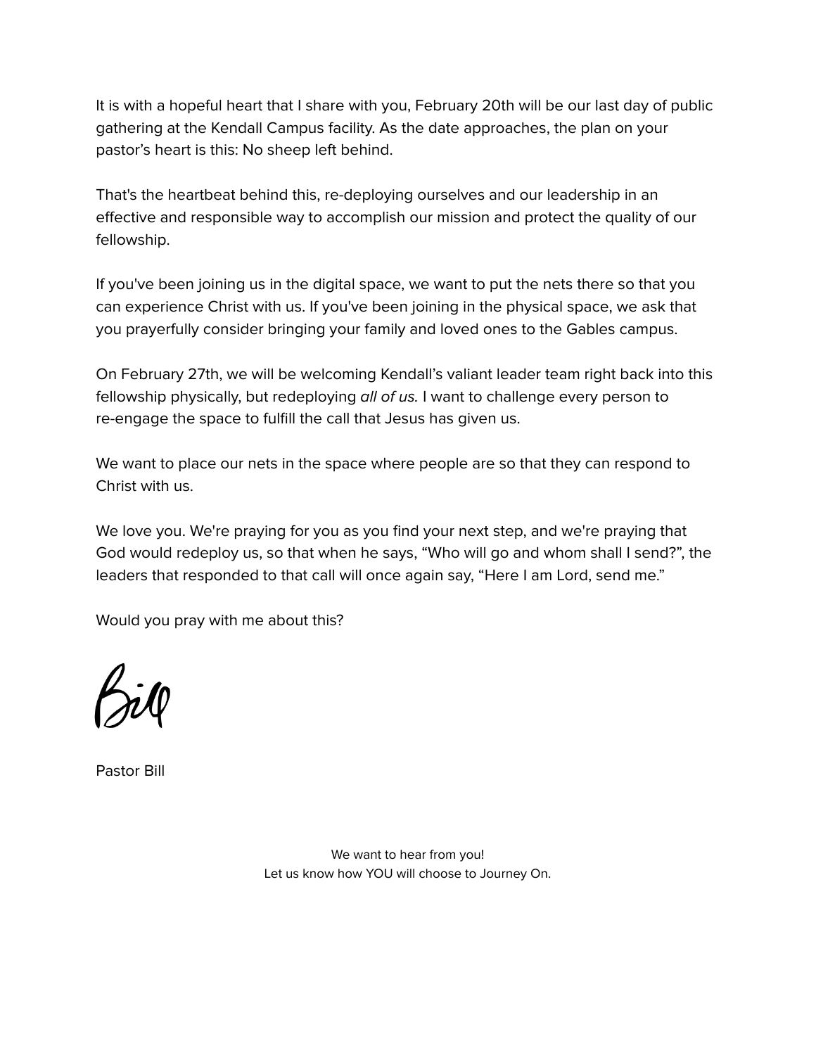It is with a hopeful heart that I share with you, February 20th will be our last day of public gathering at the Kendall Campus facility. As the date approaches, the plan on your pastor's heart is this: No sheep left behind.

That's the heartbeat behind this, re-deploying ourselves and our leadership in an effective and responsible way to accomplish our mission and protect the quality of our fellowship.

If you've been joining us in the digital space, we want to put the nets there so that you can experience Christ with us. If you've been joining in the physical space, we ask that you prayerfully consider bringing your family and loved ones to the Gables campus.

On February 27th, we will be welcoming Kendall's valiant leader team right back into this fellowship physically, but redeploying *all of us.* I want to challenge every person to re-engage the space to fulfill the call that Jesus has given us.

We want to place our nets in the space where people are so that they can respond to Christ with us.

We love you. We're praying for you as you find your next step, and we're praying that God would redeploy us, so that when he says, "Who will go and whom shall I send?", the leaders that responded to that call will once again say, "Here I am Lord, send me."

Would you pray with me about this?

Bill

Pastor Bill

We want to hear from you!
Let us know how YOU will choose to Journey On.